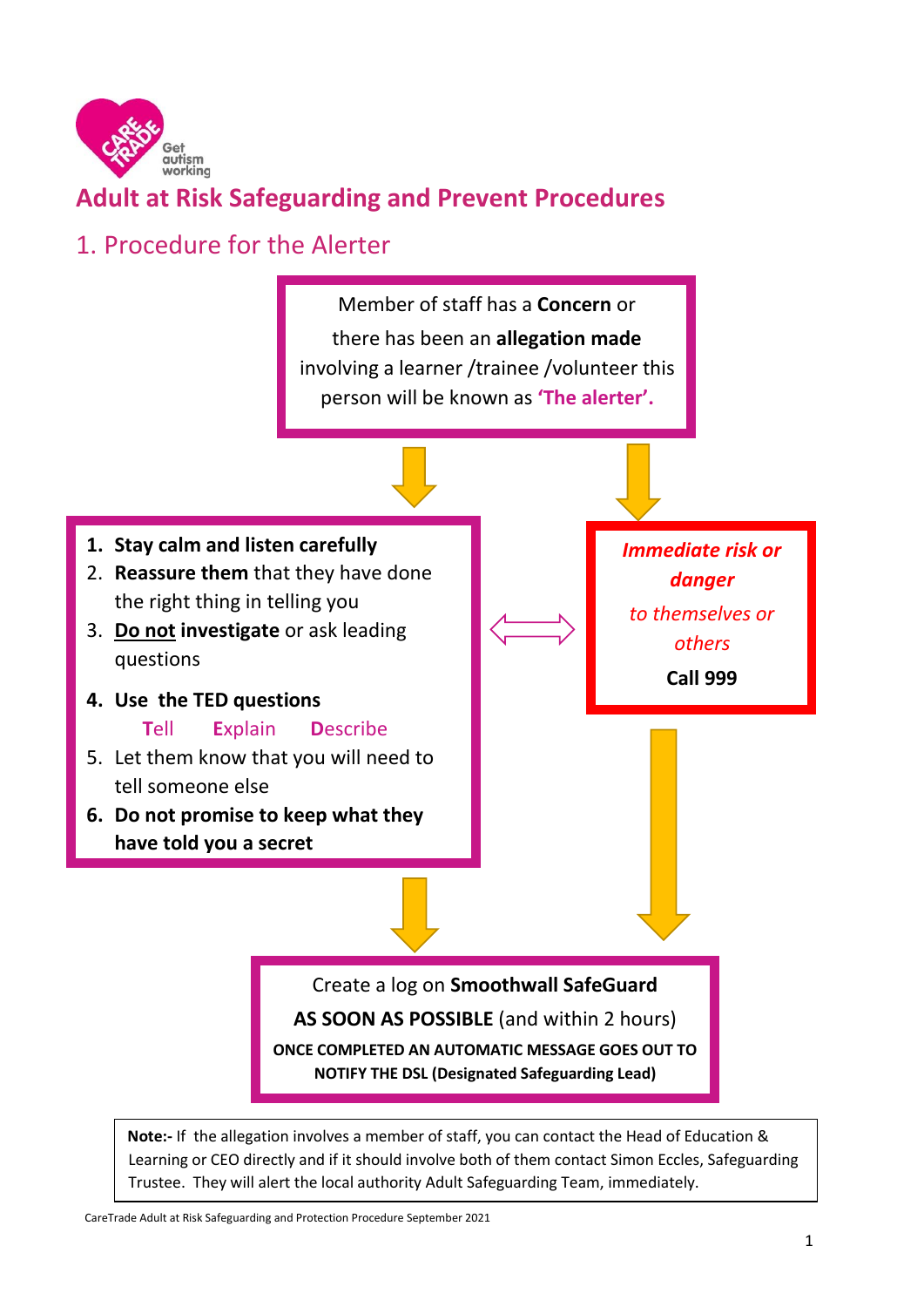# Adult at Risk Safeguarding and Prevent Procedures

## 1. Procedure for the Alerter

Member of staff has a **Concern** or there has been an **allegation made** involving a learner /trainee /volunteer this person will be known as **'The alerter'.**

1. **Stay calm and listen carefully**
2. **Reassure them** that they have done the right thing in telling you
3. **Do not investigate** or ask leading questions
4. **Use the TED questions**
   **T**ell **E**xplain **D**escribe
5. Let them know that you will need to tell someone else
6. **Do not promise to keep what they have told you a secret**

***Immediate risk or danger***

*to themselves or others*

**Call 999**

Create a log on **Smoothwall SafeGuard**

**AS SOON AS POSSIBLE** (and within 2 hours)

**ONCE COMPLETED AN AUTOMATIC MESSAGE GOES OUT TO NOTIFY THE DSL (Designated Safeguarding Lead)**

**Note:-** If the allegation involves a member of staff, you can contact the Head of Education & Learning or CEO directly and if it should involve both of them contact Simon Eccles, Safeguarding Trustee. They will alert the local authority Adult Safeguarding Team, immediately.

CareTrade Adult at Risk Safeguarding and Protection Procedure September 2021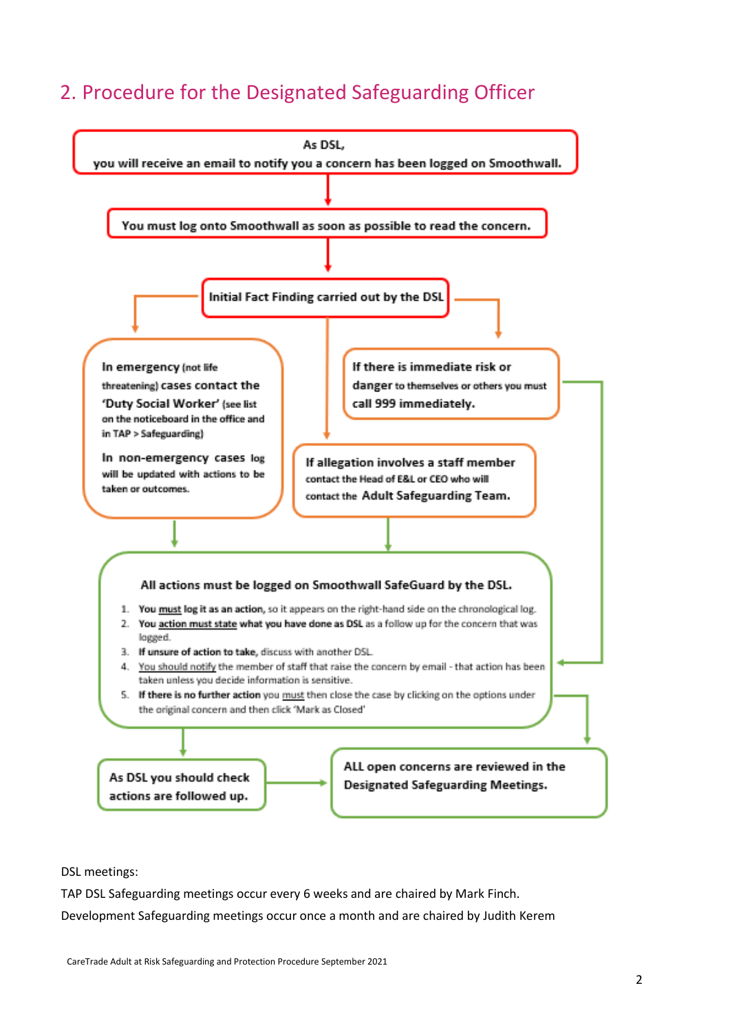## 2. Procedure for the Designated Safeguarding Officer

As DSL, you will receive an email to notify you a concern has been logged on Smoothwall.

You must log onto Smoothwall as soon as possible to read the concern.

Initial Fact Finding carried out by the DSL

In emergency (not life threatening) cases contact the 'Duty Social Worker' (see list on the noticeboard in the office and in TAP > Safeguarding)

In non-emergency cases log will be updated with actions to be taken or outcomes.

If there is immediate risk or danger to themselves or others you must call 999 immediately.

If allegation involves a staff member contact the Head of E&L or CEO who will contact the Adult Safeguarding Team.

**All actions must be logged on Smoothwall SafeGuard by the DSL.**

1. **You must log it as an action,** so it appears on the right-hand side on the chronological log.
2. **You action must state what you have done as DSL** as a follow up for the concern that was logged.
3. **If unsure of action to take,** discuss with another DSL.
4. You should notify the member of staff that raise the concern by email - that action has been taken unless you decide information is sensitive.
5. **If there is no further action** you must then close the case by clicking on the options under the original concern and then click 'Mark as Closed'

As DSL you should check actions are followed up.

ALL open concerns are reviewed in the Designated Safeguarding Meetings.

DSL meetings:

TAP DSL Safeguarding meetings occur every 6 weeks and are chaired by Mark Finch.

Development Safeguarding meetings occur once a month and are chaired by Judith Kerem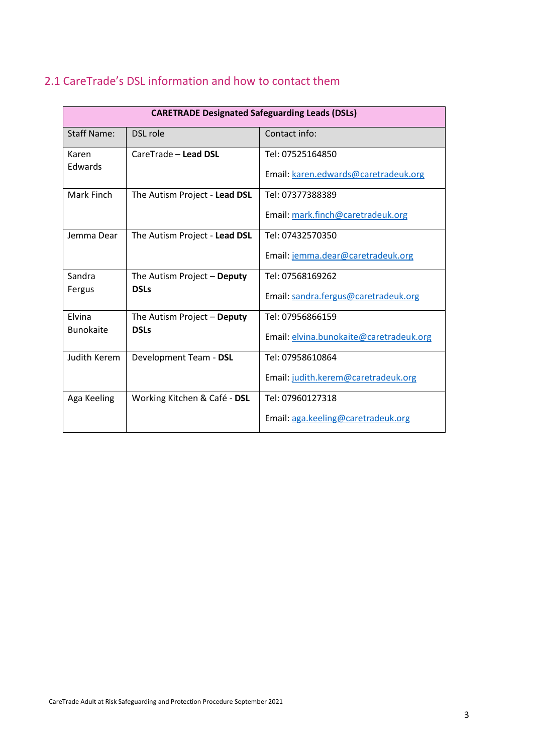## 2.1 CareTrade's DSL information and how to contact them

| CARETRADE Designated Safeguarding Leads (DSLs) | | |
|---|---|---|
| Staff Name: | DSL role | Contact info: |
| Karen Edwards | CareTrade – **Lead DSL** | Tel: 07525164850<br><br>Email: karen.edwards@caretradeuk.org |
| Mark Finch | The Autism Project - **Lead DSL** | Tel: 07377388389<br><br>Email: mark.finch@caretradeuk.org |
| Jemma Dear | The Autism Project - **Lead DSL** | Tel: 07432570350<br><br>Email: jemma.dear@caretradeuk.org |
| Sandra Fergus | The Autism Project – **Deputy DSLs** | Tel: 07568169262<br><br>Email: sandra.fergus@caretradeuk.org |
| Elvina Bunokaite | The Autism Project – **Deputy DSLs** | Tel: 07956866159<br><br>Email: elvina.bunokaite@caretradeuk.org |
| Judith Kerem | Development Team - **DSL** | Tel: 07958610864<br><br>Email: judith.kerem@caretradeuk.org |
| Aga Keeling | Working Kitchen & Café - **DSL** | Tel: 07960127318<br><br>Email: aga.keeling@caretradeuk.org |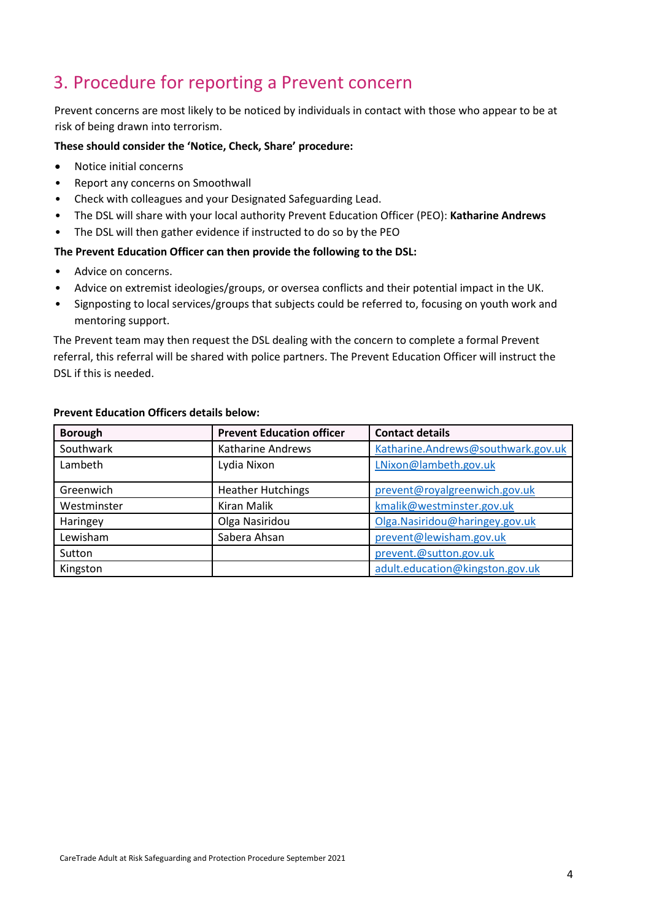## 3. Procedure for reporting a Prevent concern

Prevent concerns are most likely to be noticed by individuals in contact with those who appear to be at risk of being drawn into terrorism.

**These should consider the 'Notice, Check, Share' procedure:**

- Notice initial concerns
- Report any concerns on Smoothwall
- Check with colleagues and your Designated Safeguarding Lead.
- The DSL will share with your local authority Prevent Education Officer (PEO): **Katharine Andrews**
- The DSL will then gather evidence if instructed to do so by the PEO

**The Prevent Education Officer can then provide the following to the DSL:**

- Advice on concerns.
- Advice on extremist ideologies/groups, or oversea conflicts and their potential impact in the UK.
- Signposting to local services/groups that subjects could be referred to, focusing on youth work and mentoring support.

The Prevent team may then request the DSL dealing with the concern to complete a formal Prevent referral, this referral will be shared with police partners. The Prevent Education Officer will instruct the DSL if this is needed.

**Prevent Education Officers details below:**

| Borough | Prevent Education officer | Contact details |
| --- | --- | --- |
| Southwark | Katharine Andrews | Katharine.Andrews@southwark.gov.uk |
| Lambeth | Lydia Nixon | LNixon@lambeth.gov.uk |
| Greenwich | Heather Hutchings | prevent@royalgreenwich.gov.uk |
| Westminster | Kiran Malik | kmalik@westminster.gov.uk |
| Haringey | Olga Nasiridou | Olga.Nasiridou@haringey.gov.uk |
| Lewisham | Sabera Ahsan | prevent@lewisham.gov.uk |
| Sutton | | prevent.@sutton.gov.uk |
| Kingston | | adult.education@kingston.gov.uk |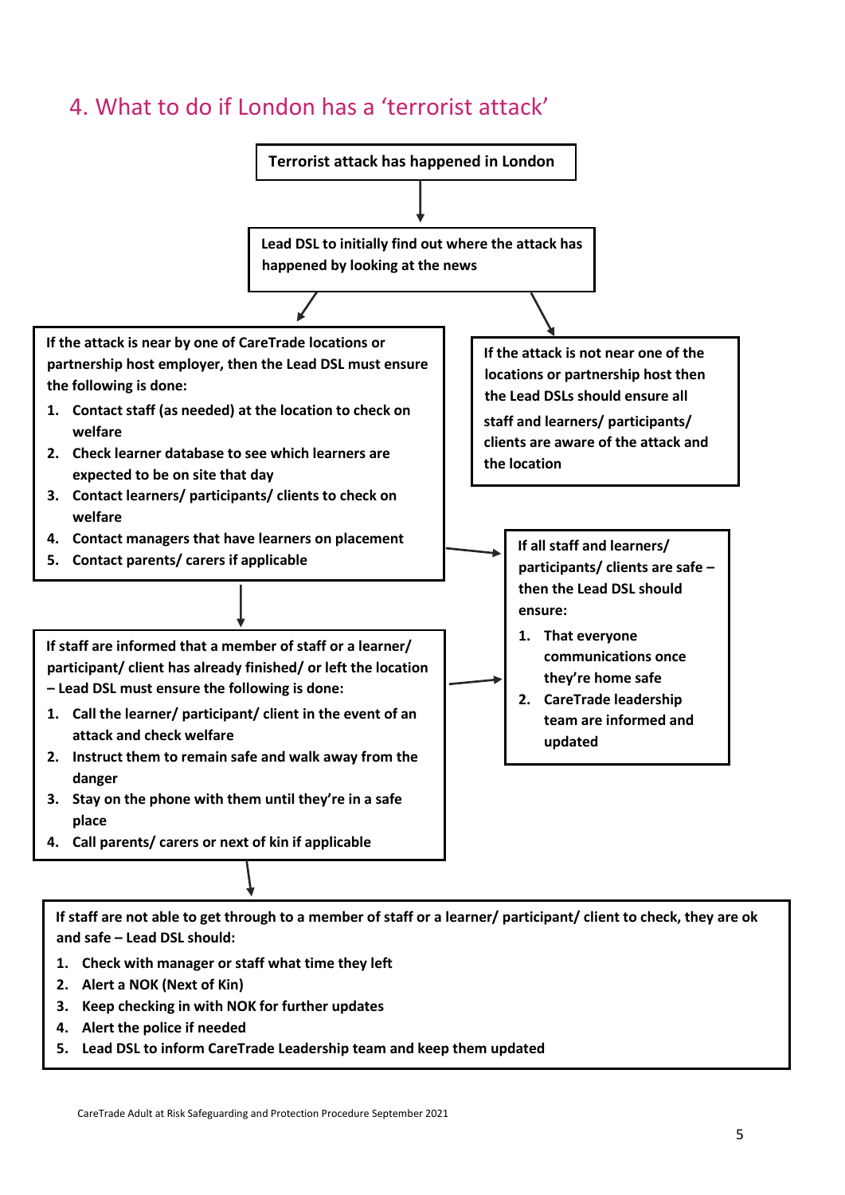## 4. What to do if London has a 'terrorist attack'

**Terrorist attack has happened in London**

**Lead DSL to initially find out where the attack has happened by looking at the news**

**If the attack is near by one of CareTrade locations or partnership host employer, then the Lead DSL must ensure the following is done:**

1. **Contact staff (as needed) at the location to check on welfare**
2. **Check learner database to see which learners are expected to be on site that day**
3. **Contact learners/ participants/ clients to check on welfare**
4. **Contact managers that have learners on placement**
5. **Contact parents/ carers if applicable**

**If the attack is not near one of the locations or partnership host then the Lead DSLs should ensure all staff and learners/ participants/ clients are aware of the attack and the location**

**If staff are informed that a member of staff or a learner/ participant/ client has already finished/ or left the location – Lead DSL must ensure the following is done:**

1. **Call the learner/ participant/ client in the event of an attack and check welfare**
2. **Instruct them to remain safe and walk away from the danger**
3. **Stay on the phone with them until they're in a safe place**
4. **Call parents/ carers or next of kin if applicable**

**If all staff and learners/ participants/ clients are safe – then the Lead DSL should ensure:**

1. **That everyone communications once they're home safe**
2. **CareTrade leadership team are informed and updated**

**If staff are not able to get through to a member of staff or a learner/ participant/ client to check, they are ok and safe – Lead DSL should:**

1. **Check with manager or staff what time they left**
2. **Alert a NOK (Next of Kin)**
3. **Keep checking in with NOK for further updates**
4. **Alert the police if needed**
5. **Lead DSL to inform CareTrade Leadership team and keep them updated**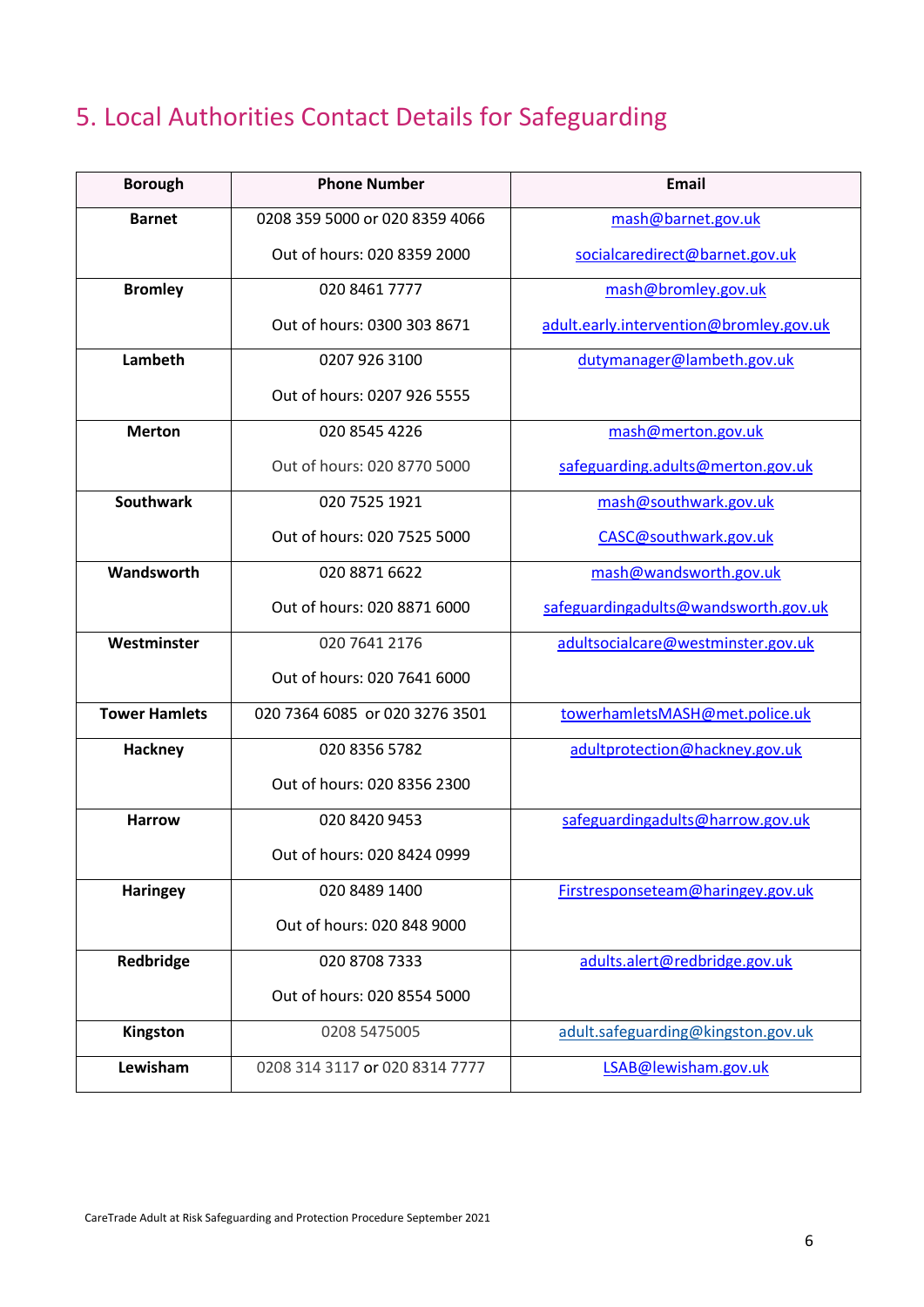## 5. Local Authorities Contact Details for Safeguarding

| Borough | Phone Number | Email |
|---|---|---|
| **Barnet** | 0208 359 5000 or 020 8359 4066<br><br>Out of hours: 020 8359 2000 | mash@barnet.gov.uk<br><br>socialcaredirect@barnet.gov.uk |
| **Bromley** | 020 8461 7777<br><br>Out of hours: 0300 303 8671 | mash@bromley.gov.uk<br><br>adult.early.intervention@bromley.gov.uk |
| **Lambeth** | 0207 926 3100<br><br>Out of hours: 0207 926 5555 | dutymanager@lambeth.gov.uk |
| **Merton** | 020 8545 4226<br><br>Out of hours: 020 8770 5000 | mash@merton.gov.uk<br><br>safeguarding.adults@merton.gov.uk |
| **Southwark** | 020 7525 1921<br><br>Out of hours: 020 7525 5000 | mash@southwark.gov.uk<br><br>CASC@southwark.gov.uk |
| **Wandsworth** | 020 8871 6622<br><br>Out of hours: 020 8871 6000 | mash@wandsworth.gov.uk<br><br>safeguardingadults@wandsworth.gov.uk |
| **Westminster** | 020 7641 2176<br><br>Out of hours: 020 7641 6000 | adultsocialcare@westminster.gov.uk |
| **Tower Hamlets** | 020 7364 6085 or 020 3276 3501 | towerhamletsMASH@met.police.uk |
| **Hackney** | 020 8356 5782<br><br>Out of hours: 020 8356 2300 | adultprotection@hackney.gov.uk |
| **Harrow** | 020 8420 9453<br><br>Out of hours: 020 8424 0999 | safeguardingadults@harrow.gov.uk |
| **Haringey** | 020 8489 1400<br><br>Out of hours: 020 848 9000 | Firstresponseteam@haringey.gov.uk |
| **Redbridge** | 020 8708 7333<br><br>Out of hours: 020 8554 5000 | adults.alert@redbridge.gov.uk |
| **Kingston** | 0208 5475005 | adult.safeguarding@kingston.gov.uk |
| **Lewisham** | 0208 314 3117 or 020 8314 7777 | LSAB@lewisham.gov.uk |

CareTrade Adult at Risk Safeguarding and Protection Procedure September 2021